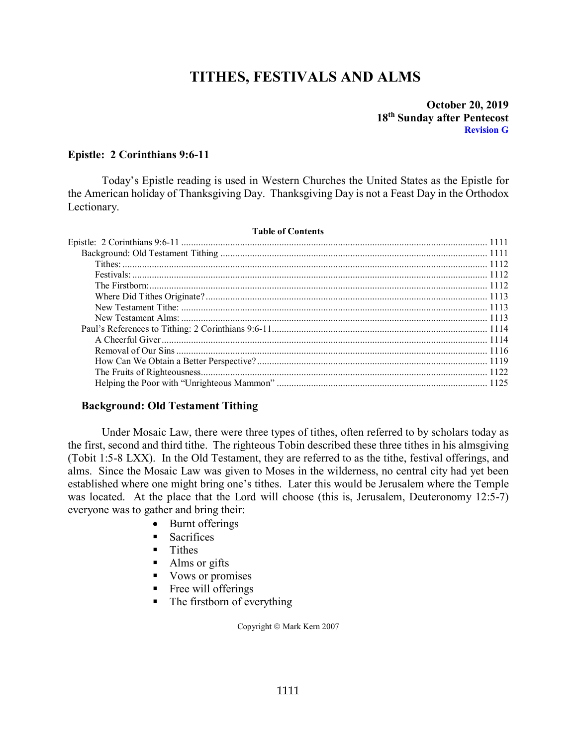# TITHES, FESTIVALS AND ALMS

**October 20, 2019**
**18th Sunday after Pentecost**
**Revision G**

## Epistle: 2 Corinthians 9:6-11

Today's Epistle reading is used in Western Churches the United States as the Epistle for the American holiday of Thanksgiving Day. Thanksgiving Day is not a Feast Day in the Orthodox Lectionary.

**Table of Contents**

- Epistle: 2 Corinthians 9:6-11 .......... 1111
  - Background: Old Testament Tithing .......... 1111
    - Tithes: .......... 1112
    - Festivals: .......... 1112
    - The Firstborn: .......... 1112
    - Where Did Tithes Originate? .......... 1113
    - New Testament Tithe: .......... 1113
    - New Testament Alms: .......... 1113
  - Paul's References to Tithing: 2 Corinthians 9:6-11 .......... 1114
    - A Cheerful Giver .......... 1114
    - Removal of Our Sins .......... 1116
    - How Can We Obtain a Better Perspective? .......... 1119
    - The Fruits of Righteousness .......... 1122
    - Helping the Poor with "Unrighteous Mammon" .......... 1125

### Background: Old Testament Tithing

Under Mosaic Law, there were three types of tithes, often referred to by scholars today as the first, second and third tithe. The righteous Tobin described these three tithes in his almsgiving (Tobit 1:5-8 LXX). In the Old Testament, they are referred to as the tithe, festival offerings, and alms. Since the Mosaic Law was given to Moses in the wilderness, no central city had yet been established where one might bring one's tithes. Later this would be Jerusalem where the Temple was located. At the place that the Lord will choose (this is, Jerusalem, Deuteronomy 12:5-7) everyone was to gather and bring their:

- Burnt offerings
  - Sacrifices
  - Tithes
  - Alms or gifts
  - Vows or promises
  - Free will offerings
  - The firstborn of everything

Copyright © Mark Kern 2007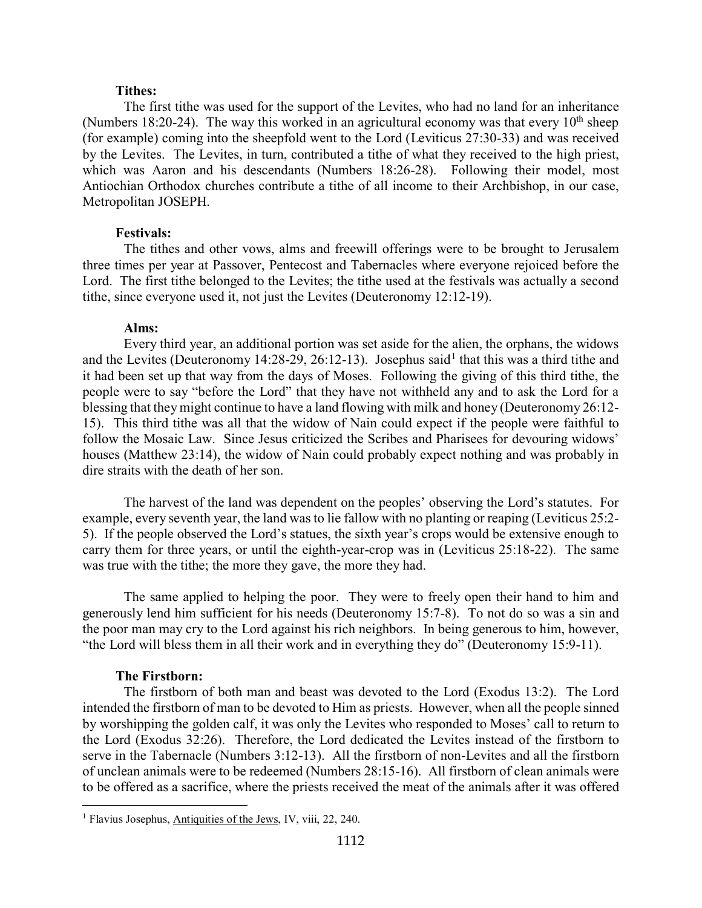**Tithes:**

The first tithe was used for the support of the Levites, who had no land for an inheritance (Numbers 18:20-24). The way this worked in an agricultural economy was that every 10th sheep (for example) coming into the sheepfold went to the Lord (Leviticus 27:30-33) and was received by the Levites. The Levites, in turn, contributed a tithe of what they received to the high priest, which was Aaron and his descendants (Numbers 18:26-28). Following their model, most Antiochian Orthodox churches contribute a tithe of all income to their Archbishop, in our case, Metropolitan JOSEPH.

**Festivals:**

The tithes and other vows, alms and freewill offerings were to be brought to Jerusalem three times per year at Passover, Pentecost and Tabernacles where everyone rejoiced before the Lord. The first tithe belonged to the Levites; the tithe used at the festivals was actually a second tithe, since everyone used it, not just the Levites (Deuteronomy 12:12-19).

**Alms:**

Every third year, an additional portion was set aside for the alien, the orphans, the widows and the Levites (Deuteronomy 14:28-29, 26:12-13). Josephus said[1] that this was a third tithe and it had been set up that way from the days of Moses. Following the giving of this third tithe, the people were to say "before the Lord" that they have not withheld any and to ask the Lord for a blessing that they might continue to have a land flowing with milk and honey (Deuteronomy 26:12-15). This third tithe was all that the widow of Nain could expect if the people were faithful to follow the Mosaic Law. Since Jesus criticized the Scribes and Pharisees for devouring widows' houses (Matthew 23:14), the widow of Nain could probably expect nothing and was probably in dire straits with the death of her son.

The harvest of the land was dependent on the peoples' observing the Lord's statutes. For example, every seventh year, the land was to lie fallow with no planting or reaping (Leviticus 25:2-5). If the people observed the Lord's statues, the sixth year's crops would be extensive enough to carry them for three years, or until the eighth-year-crop was in (Leviticus 25:18-22). The same was true with the tithe; the more they gave, the more they had.

The same applied to helping the poor. They were to freely open their hand to him and generously lend him sufficient for his needs (Deuteronomy 15:7-8). To not do so was a sin and the poor man may cry to the Lord against his rich neighbors. In being generous to him, however, "the Lord will bless them in all their work and in everything they do" (Deuteronomy 15:9-11).

**The Firstborn:**

The firstborn of both man and beast was devoted to the Lord (Exodus 13:2). The Lord intended the firstborn of man to be devoted to Him as priests. However, when all the people sinned by worshipping the golden calf, it was only the Levites who responded to Moses' call to return to the Lord (Exodus 32:26). Therefore, the Lord dedicated the Levites instead of the firstborn to serve in the Tabernacle (Numbers 3:12-13). All the firstborn of non-Levites and all the firstborn of unclean animals were to be redeemed (Numbers 28:15-16). All firstborn of clean animals were to be offered as a sacrifice, where the priests received the meat of the animals after it was offered

---

[1] Flavius Josephus, Antiquities of the Jews, IV, viii, 22, 240.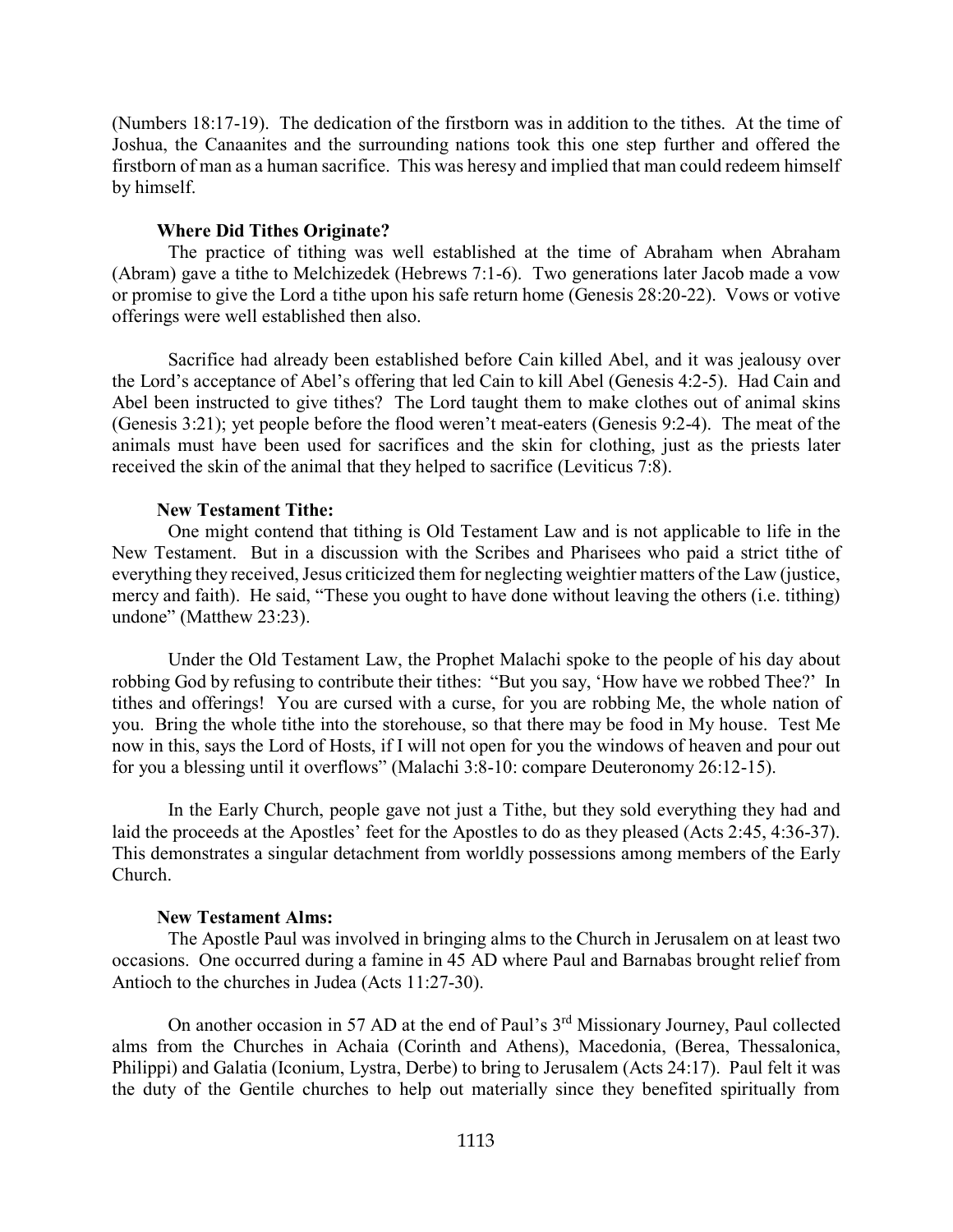(Numbers 18:17-19). The dedication of the firstborn was in addition to the tithes. At the time of Joshua, the Canaanites and the surrounding nations took this one step further and offered the firstborn of man as a human sacrifice. This was heresy and implied that man could redeem himself by himself.

### Where Did Tithes Originate?

The practice of tithing was well established at the time of Abraham when Abraham (Abram) gave a tithe to Melchizedek (Hebrews 7:1-6). Two generations later Jacob made a vow or promise to give the Lord a tithe upon his safe return home (Genesis 28:20-22). Vows or votive offerings were well established then also.

Sacrifice had already been established before Cain killed Abel, and it was jealousy over the Lord's acceptance of Abel's offering that led Cain to kill Abel (Genesis 4:2-5). Had Cain and Abel been instructed to give tithes? The Lord taught them to make clothes out of animal skins (Genesis 3:21); yet people before the flood weren't meat-eaters (Genesis 9:2-4). The meat of the animals must have been used for sacrifices and the skin for clothing, just as the priests later received the skin of the animal that they helped to sacrifice (Leviticus 7:8).

### New Testament Tithe:

One might contend that tithing is Old Testament Law and is not applicable to life in the New Testament. But in a discussion with the Scribes and Pharisees who paid a strict tithe of everything they received, Jesus criticized them for neglecting weightier matters of the Law (justice, mercy and faith). He said, "These you ought to have done without leaving the others (i.e. tithing) undone" (Matthew 23:23).

Under the Old Testament Law, the Prophet Malachi spoke to the people of his day about robbing God by refusing to contribute their tithes: "But you say, 'How have we robbed Thee?' In tithes and offerings! You are cursed with a curse, for you are robbing Me, the whole nation of you. Bring the whole tithe into the storehouse, so that there may be food in My house. Test Me now in this, says the Lord of Hosts, if I will not open for you the windows of heaven and pour out for you a blessing until it overflows" (Malachi 3:8-10: compare Deuteronomy 26:12-15).

In the Early Church, people gave not just a Tithe, but they sold everything they had and laid the proceeds at the Apostles' feet for the Apostles to do as they pleased (Acts 2:45, 4:36-37). This demonstrates a singular detachment from worldly possessions among members of the Early Church.

### New Testament Alms:

The Apostle Paul was involved in bringing alms to the Church in Jerusalem on at least two occasions. One occurred during a famine in 45 AD where Paul and Barnabas brought relief from Antioch to the churches in Judea (Acts 11:27-30).

On another occasion in 57 AD at the end of Paul's 3rd Missionary Journey, Paul collected alms from the Churches in Achaia (Corinth and Athens), Macedonia, (Berea, Thessalonica, Philippi) and Galatia (Iconium, Lystra, Derbe) to bring to Jerusalem (Acts 24:17). Paul felt it was the duty of the Gentile churches to help out materially since they benefited spiritually from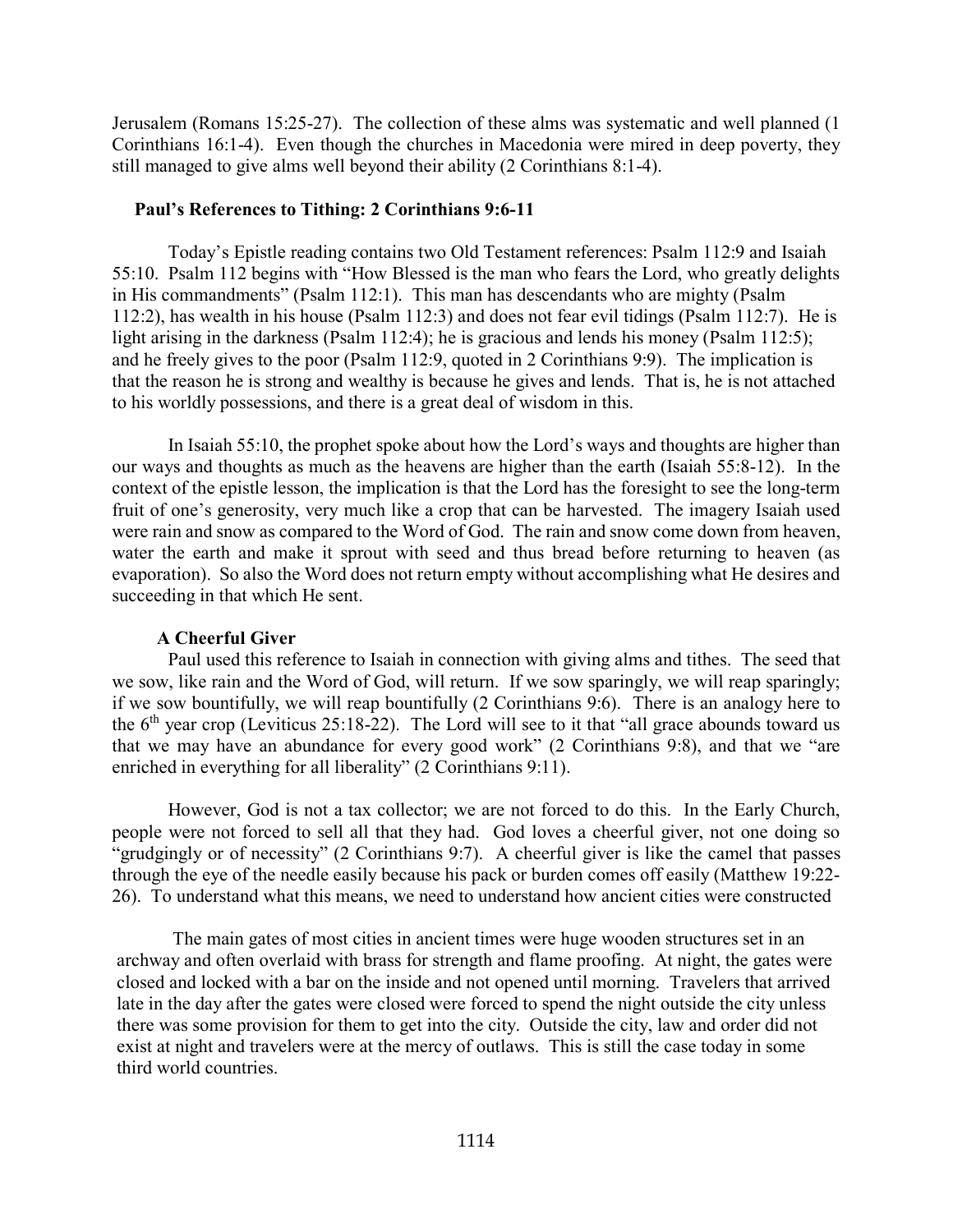Jerusalem (Romans 15:25-27). The collection of these alms was systematic and well planned (1 Corinthians 16:1-4). Even though the churches in Macedonia were mired in deep poverty, they still managed to give alms well beyond their ability (2 Corinthians 8:1-4).

### Paul's References to Tithing: 2 Corinthians 9:6-11

Today's Epistle reading contains two Old Testament references: Psalm 112:9 and Isaiah 55:10. Psalm 112 begins with "How Blessed is the man who fears the Lord, who greatly delights in His commandments" (Psalm 112:1). This man has descendants who are mighty (Psalm 112:2), has wealth in his house (Psalm 112:3) and does not fear evil tidings (Psalm 112:7). He is light arising in the darkness (Psalm 112:4); he is gracious and lends his money (Psalm 112:5); and he freely gives to the poor (Psalm 112:9, quoted in 2 Corinthians 9:9). The implication is that the reason he is strong and wealthy is because he gives and lends. That is, he is not attached to his worldly possessions, and there is a great deal of wisdom in this.

In Isaiah 55:10, the prophet spoke about how the Lord's ways and thoughts are higher than our ways and thoughts as much as the heavens are higher than the earth (Isaiah 55:8-12). In the context of the epistle lesson, the implication is that the Lord has the foresight to see the long-term fruit of one's generosity, very much like a crop that can be harvested. The imagery Isaiah used were rain and snow as compared to the Word of God. The rain and snow come down from heaven, water the earth and make it sprout with seed and thus bread before returning to heaven (as evaporation). So also the Word does not return empty without accomplishing what He desires and succeeding in that which He sent.

#### A Cheerful Giver

Paul used this reference to Isaiah in connection with giving alms and tithes. The seed that we sow, like rain and the Word of God, will return. If we sow sparingly, we will reap sparingly; if we sow bountifully, we will reap bountifully (2 Corinthians 9:6). There is an analogy here to the 6th year crop (Leviticus 25:18-22). The Lord will see to it that "all grace abounds toward us that we may have an abundance for every good work" (2 Corinthians 9:8), and that we "are enriched in everything for all liberality" (2 Corinthians 9:11).

However, God is not a tax collector; we are not forced to do this. In the Early Church, people were not forced to sell all that they had. God loves a cheerful giver, not one doing so "grudgingly or of necessity" (2 Corinthians 9:7). A cheerful giver is like the camel that passes through the eye of the needle easily because his pack or burden comes off easily (Matthew 19:22-26). To understand what this means, we need to understand how ancient cities were constructed

The main gates of most cities in ancient times were huge wooden structures set in an archway and often overlaid with brass for strength and flame proofing. At night, the gates were closed and locked with a bar on the inside and not opened until morning. Travelers that arrived late in the day after the gates were closed were forced to spend the night outside the city unless there was some provision for them to get into the city. Outside the city, law and order did not exist at night and travelers were at the mercy of outlaws. This is still the case today in some third world countries.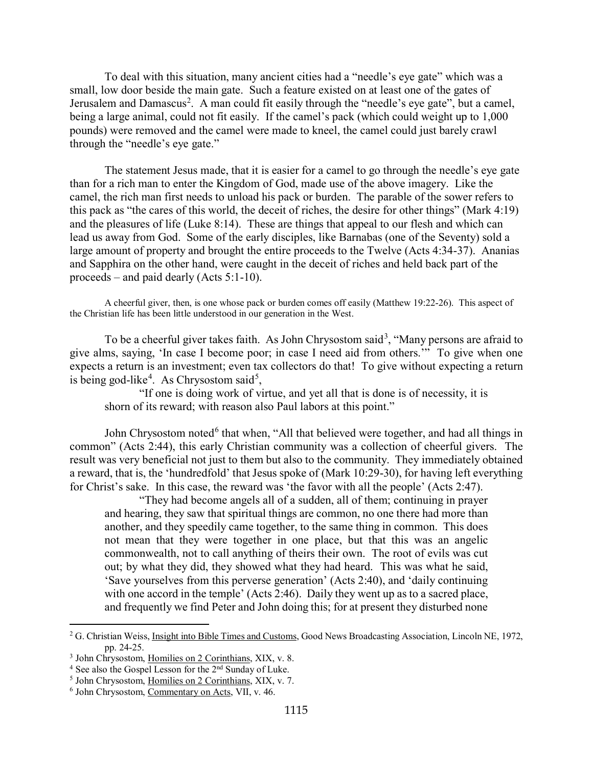To deal with this situation, many ancient cities had a "needle's eye gate" which was a small, low door beside the main gate. Such a feature existed on at least one of the gates of Jerusalem and Damascus[2]. A man could fit easily through the "needle's eye gate", but a camel, being a large animal, could not fit easily. If the camel's pack (which could weight up to 1,000 pounds) were removed and the camel were made to kneel, the camel could just barely crawl through the "needle's eye gate."

The statement Jesus made, that it is easier for a camel to go through the needle's eye gate than for a rich man to enter the Kingdom of God, made use of the above imagery. Like the camel, the rich man first needs to unload his pack or burden. The parable of the sower refers to this pack as "the cares of this world, the deceit of riches, the desire for other things" (Mark 4:19) and the pleasures of life (Luke 8:14). These are things that appeal to our flesh and which can lead us away from God. Some of the early disciples, like Barnabas (one of the Seventy) sold a large amount of property and brought the entire proceeds to the Twelve (Acts 4:34-37). Ananias and Sapphira on the other hand, were caught in the deceit of riches and held back part of the proceeds – and paid dearly (Acts 5:1-10).

A cheerful giver, then, is one whose pack or burden comes off easily (Matthew 19:22-26). This aspect of the Christian life has been little understood in our generation in the West.

To be a cheerful giver takes faith. As John Chrysostom said[3], "Many persons are afraid to give alms, saying, 'In case I become poor; in case I need aid from others.'" To give when one expects a return is an investment; even tax collectors do that! To give without expecting a return is being god-like[4]. As Chrysostom said[5],

> "If one is doing work of virtue, and yet all that is done is of necessity, it is shorn of its reward; with reason also Paul labors at this point."

John Chrysostom noted[6] that when, "All that believed were together, and had all things in common" (Acts 2:44), this early Christian community was a collection of cheerful givers. The result was very beneficial not just to them but also to the community. They immediately obtained a reward, that is, the 'hundredfold' that Jesus spoke of (Mark 10:29-30), for having left everything for Christ's sake. In this case, the reward was 'the favor with all the people' (Acts 2:47).

> "They had become angels all of a sudden, all of them; continuing in prayer and hearing, they saw that spiritual things are common, no one there had more than another, and they speedily came together, to the same thing in common. This does not mean that they were together in one place, but that this was an angelic commonwealth, not to call anything of theirs their own. The root of evils was cut out; by what they did, they showed what they had heard. This was what he said, 'Save yourselves from this perverse generation' (Acts 2:40), and 'daily continuing with one accord in the temple' (Acts 2:46). Daily they went up as to a sacred place, and frequently we find Peter and John doing this; for at present they disturbed none

---

[2] G. Christian Weiss, Insight into Bible Times and Customs, Good News Broadcasting Association, Lincoln NE, 1972, pp. 24-25.

[3] John Chrysostom, Homilies on 2 Corinthians, XIX, v. 8.

[4] See also the Gospel Lesson for the 2nd Sunday of Luke.

[5] John Chrysostom, Homilies on 2 Corinthians, XIX, v. 7.

[6] John Chrysostom, Commentary on Acts, VII, v. 46.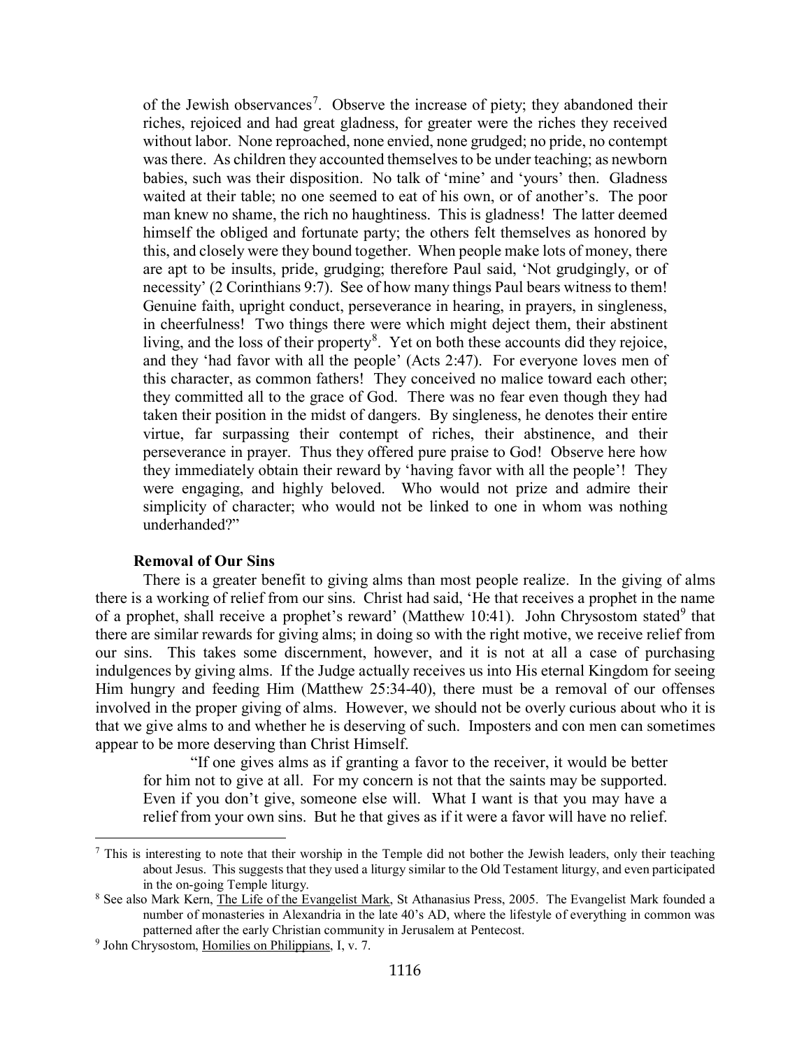of the Jewish observances[7]. Observe the increase of piety; they abandoned their riches, rejoiced and had great gladness, for greater were the riches they received without labor. None reproached, none envied, none grudged; no pride, no contempt was there. As children they accounted themselves to be under teaching; as newborn babies, such was their disposition. No talk of 'mine' and 'yours' then. Gladness waited at their table; no one seemed to eat of his own, or of another's. The poor man knew no shame, the rich no haughtiness. This is gladness! The latter deemed himself the obliged and fortunate party; the others felt themselves as honored by this, and closely were they bound together. When people make lots of money, there are apt to be insults, pride, grudging; therefore Paul said, 'Not grudgingly, or of necessity' (2 Corinthians 9:7). See of how many things Paul bears witness to them! Genuine faith, upright conduct, perseverance in hearing, in prayers, in singleness, in cheerfulness! Two things there were which might deject them, their abstinent living, and the loss of their property[8]. Yet on both these accounts did they rejoice, and they 'had favor with all the people' (Acts 2:47). For everyone loves men of this character, as common fathers! They conceived no malice toward each other; they committed all to the grace of God. There was no fear even though they had taken their position in the midst of dangers. By singleness, he denotes their entire virtue, far surpassing their contempt of riches, their abstinence, and their perseverance in prayer. Thus they offered pure praise to God! Observe here how they immediately obtain their reward by 'having favor with all the people'! They were engaging, and highly beloved. Who would not prize and admire their simplicity of character; who would not be linked to one in whom was nothing underhanded?"

**Removal of Our Sins**

There is a greater benefit to giving alms than most people realize. In the giving of alms there is a working of relief from our sins. Christ had said, 'He that receives a prophet in the name of a prophet, shall receive a prophet's reward' (Matthew 10:41). John Chrysostom stated[9] that there are similar rewards for giving alms; in doing so with the right motive, we receive relief from our sins. This takes some discernment, however, and it is not at all a case of purchasing indulgences by giving alms. If the Judge actually receives us into His eternal Kingdom for seeing Him hungry and feeding Him (Matthew 25:34-40), there must be a removal of our offenses involved in the proper giving of alms. However, we should not be overly curious about who it is that we give alms to and whether he is deserving of such. Imposters and con men can sometimes appear to be more deserving than Christ Himself.

"If one gives alms as if granting a favor to the receiver, it would be better for him not to give at all. For my concern is not that the saints may be supported. Even if you don't give, someone else will. What I want is that you may have a relief from your own sins. But he that gives as if it were a favor will have no relief.

---

[7] This is interesting to note that their worship in the Temple did not bother the Jewish leaders, only their teaching about Jesus. This suggests that they used a liturgy similar to the Old Testament liturgy, and even participated in the on-going Temple liturgy.

[8] See also Mark Kern, The Life of the Evangelist Mark, St Athanasius Press, 2005. The Evangelist Mark founded a number of monasteries in Alexandria in the late 40's AD, where the lifestyle of everything in common was patterned after the early Christian community in Jerusalem at Pentecost.

[9] John Chrysostom, Homilies on Philippians, I, v. 7.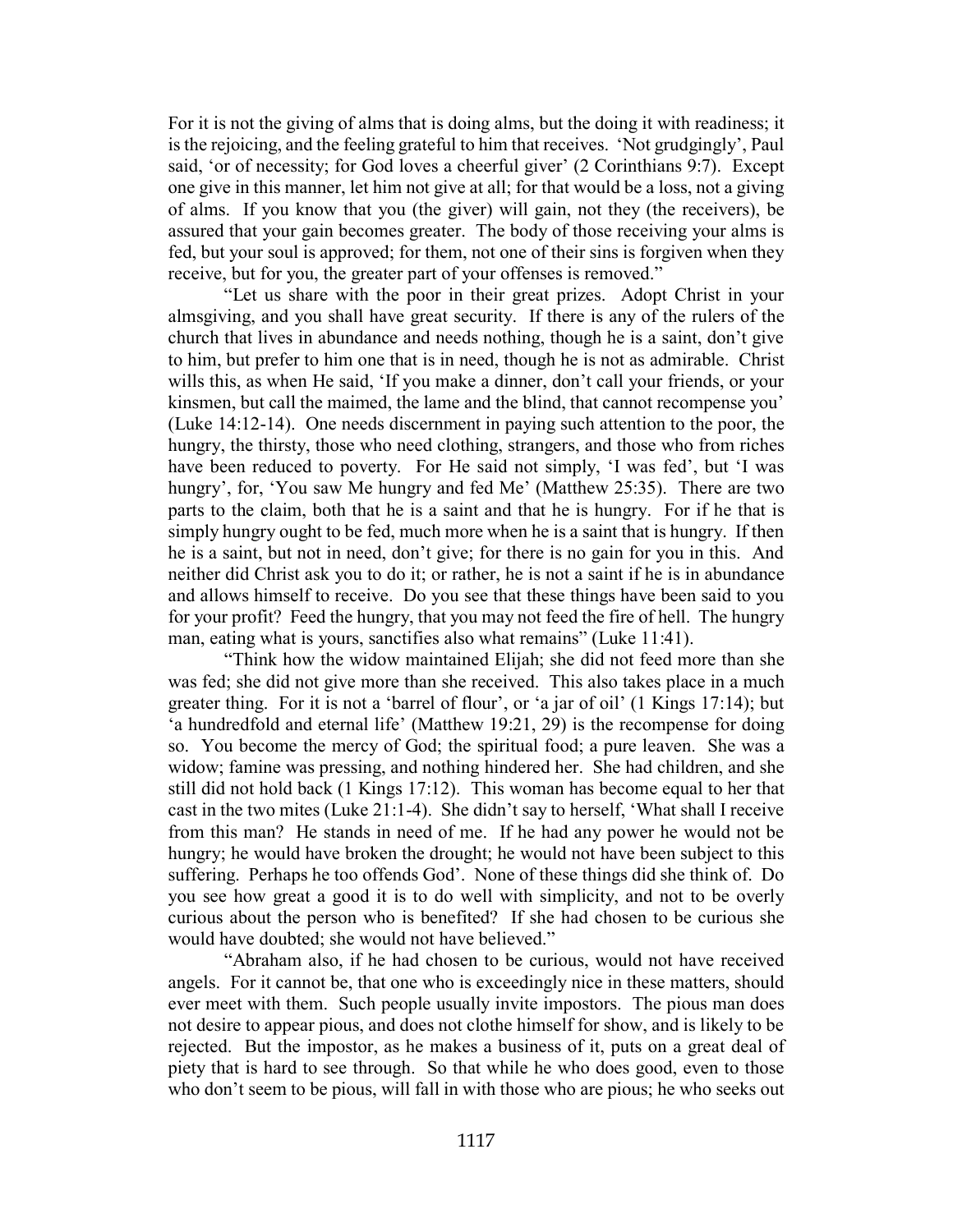For it is not the giving of alms that is doing alms, but the doing it with readiness; it is the rejoicing, and the feeling grateful to him that receives. 'Not grudgingly', Paul said, 'or of necessity; for God loves a cheerful giver' (2 Corinthians 9:7). Except one give in this manner, let him not give at all; for that would be a loss, not a giving of alms. If you know that you (the giver) will gain, not they (the receivers), be assured that your gain becomes greater. The body of those receiving your alms is fed, but your soul is approved; for them, not one of their sins is forgiven when they receive, but for you, the greater part of your offenses is removed."

"Let us share with the poor in their great prizes. Adopt Christ in your almsgiving, and you shall have great security. If there is any of the rulers of the church that lives in abundance and needs nothing, though he is a saint, don't give to him, but prefer to him one that is in need, though he is not as admirable. Christ wills this, as when He said, 'If you make a dinner, don't call your friends, or your kinsmen, but call the maimed, the lame and the blind, that cannot recompense you' (Luke 14:12-14). One needs discernment in paying such attention to the poor, the hungry, the thirsty, those who need clothing, strangers, and those who from riches have been reduced to poverty. For He said not simply, 'I was fed', but 'I was hungry', for, 'You saw Me hungry and fed Me' (Matthew 25:35). There are two parts to the claim, both that he is a saint and that he is hungry. For if he that is simply hungry ought to be fed, much more when he is a saint that is hungry. If then he is a saint, but not in need, don't give; for there is no gain for you in this. And neither did Christ ask you to do it; or rather, he is not a saint if he is in abundance and allows himself to receive. Do you see that these things have been said to you for your profit? Feed the hungry, that you may not feed the fire of hell. The hungry man, eating what is yours, sanctifies also what remains" (Luke 11:41).

"Think how the widow maintained Elijah; she did not feed more than she was fed; she did not give more than she received. This also takes place in a much greater thing. For it is not a 'barrel of flour', or 'a jar of oil' (1 Kings 17:14); but 'a hundredfold and eternal life' (Matthew 19:21, 29) is the recompense for doing so. You become the mercy of God; the spiritual food; a pure leaven. She was a widow; famine was pressing, and nothing hindered her. She had children, and she still did not hold back (1 Kings 17:12). This woman has become equal to her that cast in the two mites (Luke 21:1-4). She didn't say to herself, 'What shall I receive from this man? He stands in need of me. If he had any power he would not be hungry; he would have broken the drought; he would not have been subject to this suffering. Perhaps he too offends God'. None of these things did she think of. Do you see how great a good it is to do well with simplicity, and not to be overly curious about the person who is benefited? If she had chosen to be curious she would have doubted; she would not have believed."

"Abraham also, if he had chosen to be curious, would not have received angels. For it cannot be, that one who is exceedingly nice in these matters, should ever meet with them. Such people usually invite impostors. The pious man does not desire to appear pious, and does not clothe himself for show, and is likely to be rejected. But the impostor, as he makes a business of it, puts on a great deal of piety that is hard to see through. So that while he who does good, even to those who don't seem to be pious, will fall in with those who are pious; he who seeks out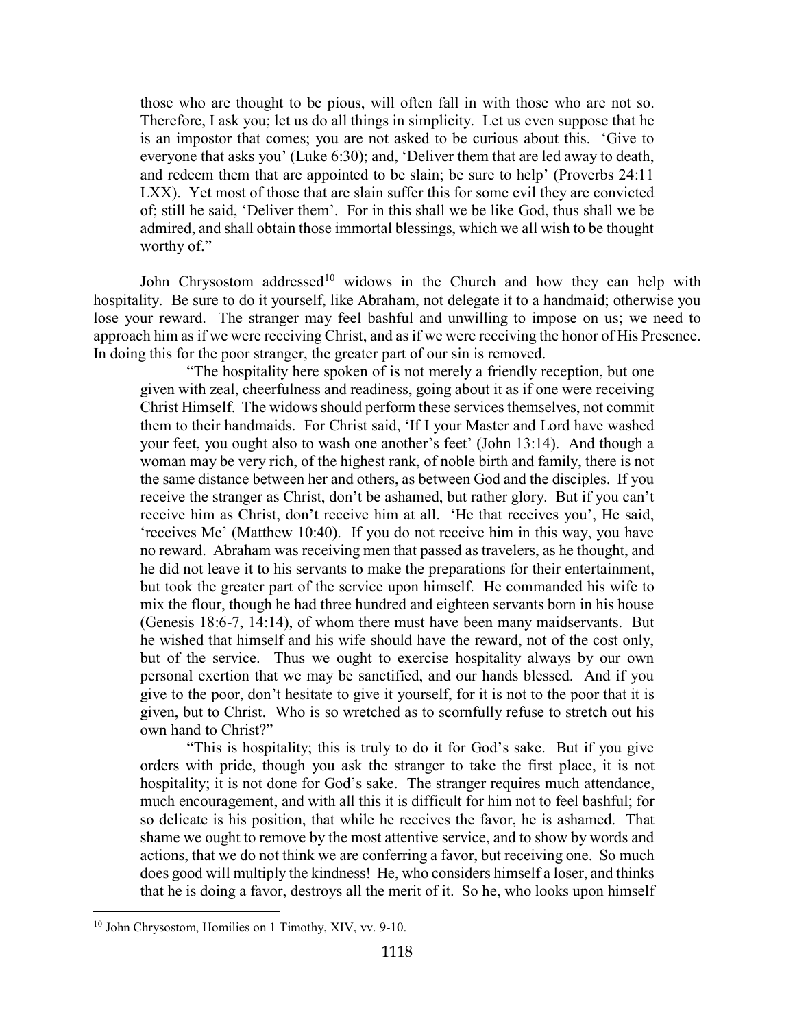> those who are thought to be pious, will often fall in with those who are not so. Therefore, I ask you; let us do all things in simplicity. Let us even suppose that he is an impostor that comes; you are not asked to be curious about this. 'Give to everyone that asks you' (Luke 6:30); and, 'Deliver them that are led away to death, and redeem them that are appointed to be slain; be sure to help' (Proverbs 24:11 LXX). Yet most of those that are slain suffer this for some evil they are convicted of; still he said, 'Deliver them'. For in this shall we be like God, thus shall we be admired, and shall obtain those immortal blessings, which we all wish to be thought worthy of."

John Chrysostom addressed[10] widows in the Church and how they can help with hospitality. Be sure to do it yourself, like Abraham, not delegate it to a handmaid; otherwise you lose your reward. The stranger may feel bashful and unwilling to impose on us; we need to approach him as if we were receiving Christ, and as if we were receiving the honor of His Presence. In doing this for the poor stranger, the greater part of our sin is removed.

> "The hospitality here spoken of is not merely a friendly reception, but one given with zeal, cheerfulness and readiness, going about it as if one were receiving Christ Himself. The widows should perform these services themselves, not commit them to their handmaids. For Christ said, 'If I your Master and Lord have washed your feet, you ought also to wash one another's feet' (John 13:14). And though a woman may be very rich, of the highest rank, of noble birth and family, there is not the same distance between her and others, as between God and the disciples. If you receive the stranger as Christ, don't be ashamed, but rather glory. But if you can't receive him as Christ, don't receive him at all. 'He that receives you', He said, 'receives Me' (Matthew 10:40). If you do not receive him in this way, you have no reward. Abraham was receiving men that passed as travelers, as he thought, and he did not leave it to his servants to make the preparations for their entertainment, but took the greater part of the service upon himself. He commanded his wife to mix the flour, though he had three hundred and eighteen servants born in his house (Genesis 18:6-7, 14:14), of whom there must have been many maidservants. But he wished that himself and his wife should have the reward, not of the cost only, but of the service. Thus we ought to exercise hospitality always by our own personal exertion that we may be sanctified, and our hands blessed. And if you give to the poor, don't hesitate to give it yourself, for it is not to the poor that it is given, but to Christ. Who is so wretched as to scornfully refuse to stretch out his own hand to Christ?"
>
> "This is hospitality; this is truly to do it for God's sake. But if you give orders with pride, though you ask the stranger to take the first place, it is not hospitality; it is not done for God's sake. The stranger requires much attendance, much encouragement, and with all this it is difficult for him not to feel bashful; for so delicate is his position, that while he receives the favor, he is ashamed. That shame we ought to remove by the most attentive service, and to show by words and actions, that we do not think we are conferring a favor, but receiving one. So much does good will multiply the kindness! He, who considers himself a loser, and thinks that he is doing a favor, destroys all the merit of it. So he, who looks upon himself

[10] John Chrysostom, Homilies on 1 Timothy, XIV, vv. 9-10.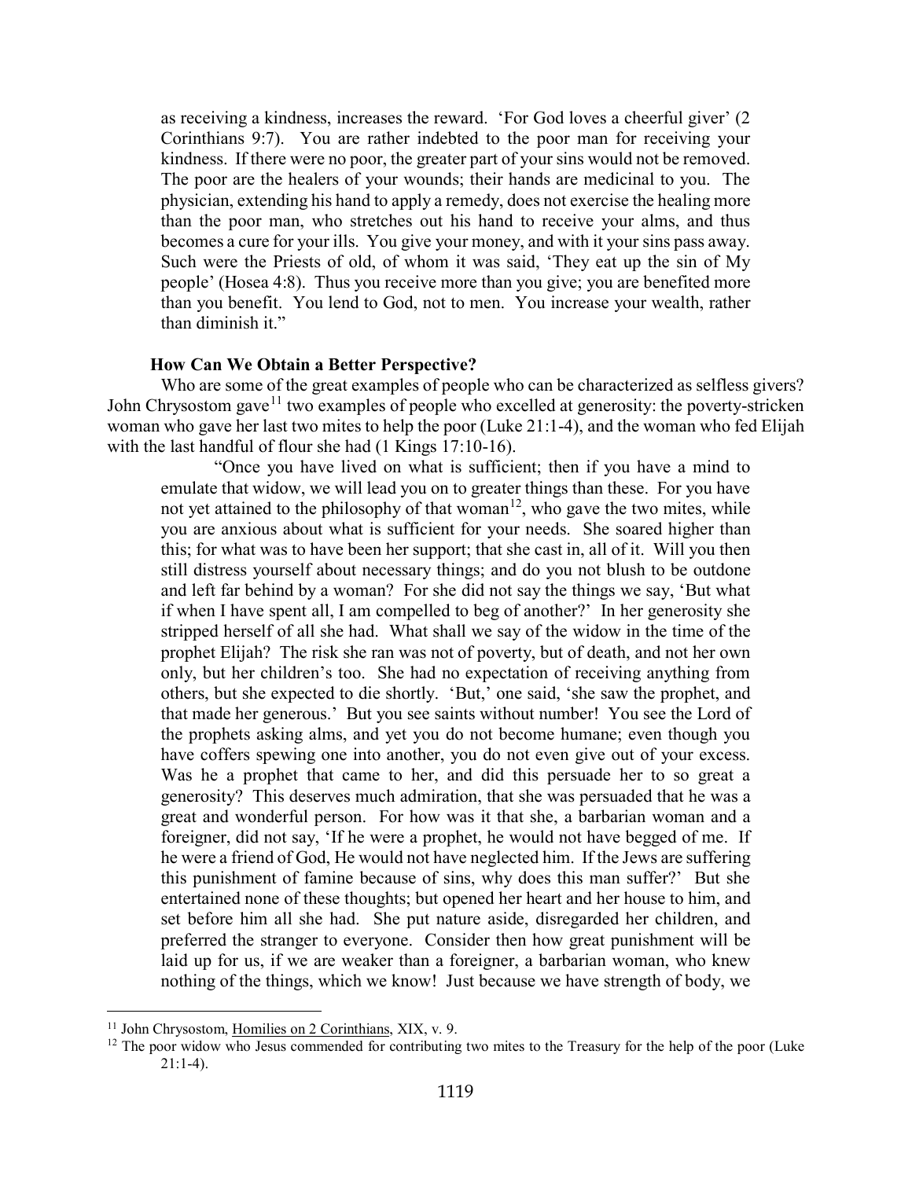as receiving a kindness, increases the reward. 'For God loves a cheerful giver' (2 Corinthians 9:7). You are rather indebted to the poor man for receiving your kindness. If there were no poor, the greater part of your sins would not be removed. The poor are the healers of your wounds; their hands are medicinal to you. The physician, extending his hand to apply a remedy, does not exercise the healing more than the poor man, who stretches out his hand to receive your alms, and thus becomes a cure for your ills. You give your money, and with it your sins pass away. Such were the Priests of old, of whom it was said, 'They eat up the sin of My people' (Hosea 4:8). Thus you receive more than you give; you are benefited more than you benefit. You lend to God, not to men. You increase your wealth, rather than diminish it."

### How Can We Obtain a Better Perspective?

Who are some of the great examples of people who can be characterized as selfless givers? John Chrysostom gave[11] two examples of people who excelled at generosity: the poverty-stricken woman who gave her last two mites to help the poor (Luke 21:1-4), and the woman who fed Elijah with the last handful of flour she had (1 Kings 17:10-16).

> "Once you have lived on what is sufficient; then if you have a mind to emulate that widow, we will lead you on to greater things than these. For you have not yet attained to the philosophy of that woman[12], who gave the two mites, while you are anxious about what is sufficient for your needs. She soared higher than this; for what was to have been her support; that she cast in, all of it. Will you then still distress yourself about necessary things; and do you not blush to be outdone and left far behind by a woman? For she did not say the things we say, 'But what if when I have spent all, I am compelled to beg of another?' In her generosity she stripped herself of all she had. What shall we say of the widow in the time of the prophet Elijah? The risk she ran was not of poverty, but of death, and not her own only, but her children's too. She had no expectation of receiving anything from others, but she expected to die shortly. 'But,' one said, 'she saw the prophet, and that made her generous.' But you see saints without number! You see the Lord of the prophets asking alms, and yet you do not become humane; even though you have coffers spewing one into another, you do not even give out of your excess. Was he a prophet that came to her, and did this persuade her to so great a generosity? This deserves much admiration, that she was persuaded that he was a great and wonderful person. For how was it that she, a barbarian woman and a foreigner, did not say, 'If he were a prophet, he would not have begged of me. If he were a friend of God, He would not have neglected him. If the Jews are suffering this punishment of famine because of sins, why does this man suffer?' But she entertained none of these thoughts; but opened her heart and her house to him, and set before him all she had. She put nature aside, disregarded her children, and preferred the stranger to everyone. Consider then how great punishment will be laid up for us, if we are weaker than a foreigner, a barbarian woman, who knew nothing of the things, which we know! Just because we have strength of body, we

---

[11] John Chrysostom, Homilies on 2 Corinthians, XIX, v. 9.

[12] The poor widow who Jesus commended for contributing two mites to the Treasury for the help of the poor (Luke 21:1-4).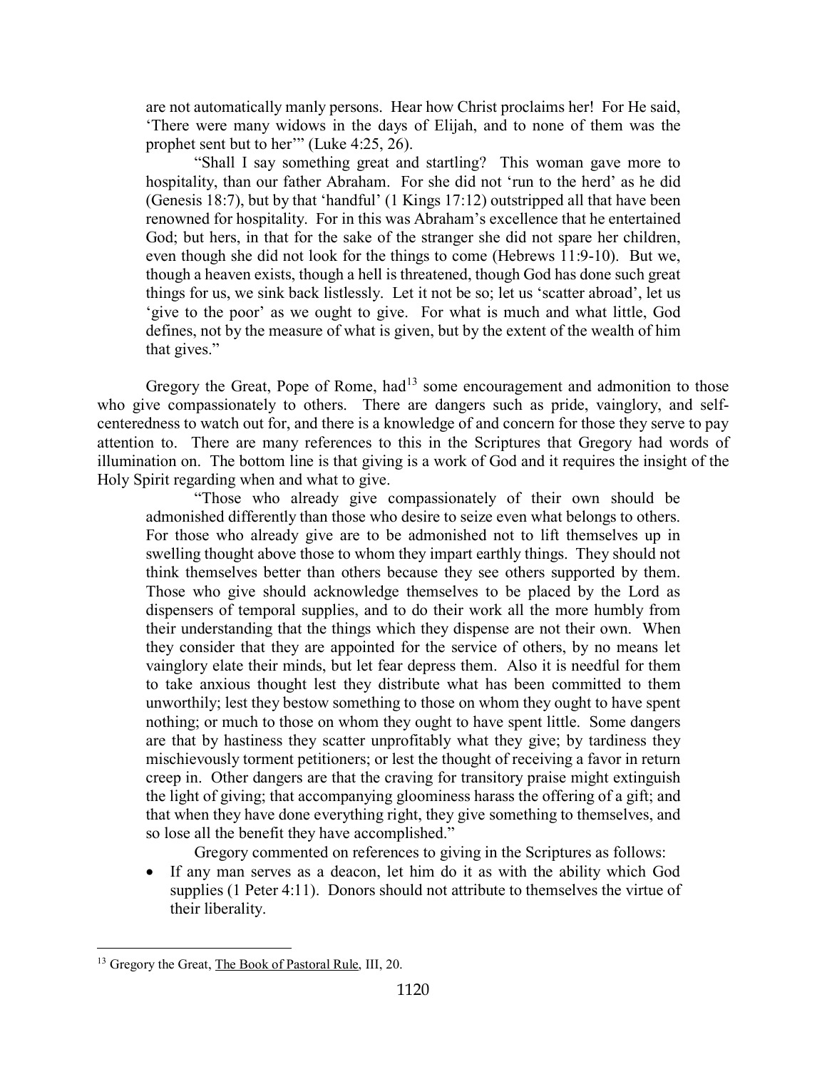> are not automatically manly persons. Hear how Christ proclaims her! For He said, 'There were many widows in the days of Elijah, and to none of them was the prophet sent but to her'" (Luke 4:25, 26).
>
> "Shall I say something great and startling? This woman gave more to hospitality, than our father Abraham. For she did not 'run to the herd' as he did (Genesis 18:7), but by that 'handful' (1 Kings 17:12) outstripped all that have been renowned for hospitality. For in this was Abraham's excellence that he entertained God; but hers, in that for the sake of the stranger she did not spare her children, even though she did not look for the things to come (Hebrews 11:9-10). But we, though a heaven exists, though a hell is threatened, though God has done such great things for us, we sink back listlessly. Let it not be so; let us 'scatter abroad', let us 'give to the poor' as we ought to give. For what is much and what little, God defines, not by the measure of what is given, but by the extent of the wealth of him that gives."

Gregory the Great, Pope of Rome, had[13] some encouragement and admonition to those who give compassionately to others. There are dangers such as pride, vainglory, and self-centeredness to watch out for, and there is a knowledge of and concern for those they serve to pay attention to. There are many references to this in the Scriptures that Gregory had words of illumination on. The bottom line is that giving is a work of God and it requires the insight of the Holy Spirit regarding when and what to give.

> "Those who already give compassionately of their own should be admonished differently than those who desire to seize even what belongs to others. For those who already give are to be admonished not to lift themselves up in swelling thought above those to whom they impart earthly things. They should not think themselves better than others because they see others supported by them. Those who give should acknowledge themselves to be placed by the Lord as dispensers of temporal supplies, and to do their work all the more humbly from their understanding that the things which they dispense are not their own. When they consider that they are appointed for the service of others, by no means let vainglory elate their minds, but let fear depress them. Also it is needful for them to take anxious thought lest they distribute what has been committed to them unworthily; lest they bestow something to those on whom they ought to have spent nothing; or much to those on whom they ought to have spent little. Some dangers are that by hastiness they scatter unprofitably what they give; by tardiness they mischievously torment petitioners; or lest the thought of receiving a favor in return creep in. Other dangers are that the craving for transitory praise might extinguish the light of giving; that accompanying gloominess harass the offering of a gift; and that when they have done everything right, they give something to themselves, and so lose all the benefit they have accomplished."
>
> Gregory commented on references to giving in the Scriptures as follows:
>
> - If any man serves as a deacon, let him do it as with the ability which God supplies (1 Peter 4:11). Donors should not attribute to themselves the virtue of their liberality.

---

[13] Gregory the Great, The Book of Pastoral Rule, III, 20.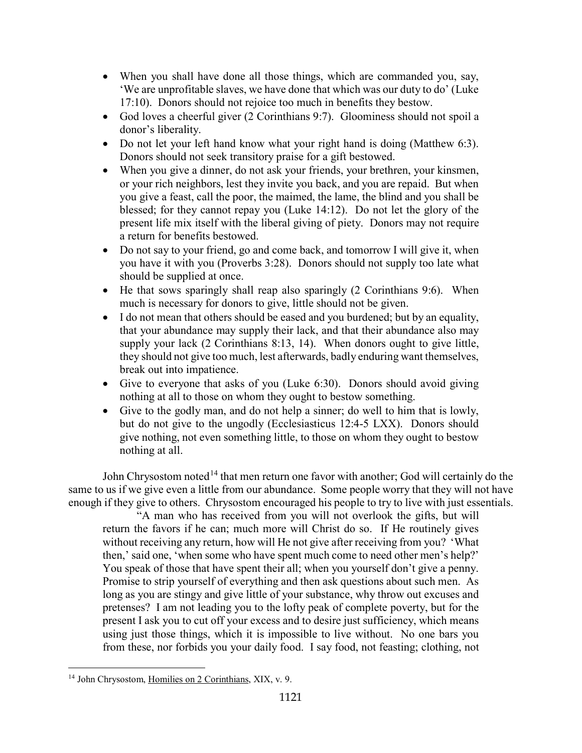- When you shall have done all those things, which are commanded you, say, 'We are unprofitable slaves, we have done that which was our duty to do' (Luke 17:10). Donors should not rejoice too much in benefits they bestow.
- God loves a cheerful giver (2 Corinthians 9:7). Gloominess should not spoil a donor's liberality.
- Do not let your left hand know what your right hand is doing (Matthew 6:3). Donors should not seek transitory praise for a gift bestowed.
- When you give a dinner, do not ask your friends, your brethren, your kinsmen, or your rich neighbors, lest they invite you back, and you are repaid. But when you give a feast, call the poor, the maimed, the lame, the blind and you shall be blessed; for they cannot repay you (Luke 14:12). Do not let the glory of the present life mix itself with the liberal giving of piety. Donors may not require a return for benefits bestowed.
- Do not say to your friend, go and come back, and tomorrow I will give it, when you have it with you (Proverbs 3:28). Donors should not supply too late what should be supplied at once.
- He that sows sparingly shall reap also sparingly (2 Corinthians 9:6). When much is necessary for donors to give, little should not be given.
- I do not mean that others should be eased and you burdened; but by an equality, that your abundance may supply their lack, and that their abundance also may supply your lack (2 Corinthians 8:13, 14). When donors ought to give little, they should not give too much, lest afterwards, badly enduring want themselves, break out into impatience.
- Give to everyone that asks of you (Luke 6:30). Donors should avoid giving nothing at all to those on whom they ought to bestow something.
- Give to the godly man, and do not help a sinner; do well to him that is lowly, but do not give to the ungodly (Ecclesiasticus 12:4-5 LXX). Donors should give nothing, not even something little, to those on whom they ought to bestow nothing at all.

John Chrysostom noted[14] that men return one favor with another; God will certainly do the same to us if we give even a little from our abundance. Some people worry that they will not have enough if they give to others. Chrysostom encouraged his people to try to live with just essentials.

> "A man who has received from you will not overlook the gifts, but will return the favors if he can; much more will Christ do so. If He routinely gives without receiving any return, how will He not give after receiving from you? 'What then,' said one, 'when some who have spent much come to need other men's help?' You speak of those that have spent their all; when you yourself don't give a penny. Promise to strip yourself of everything and then ask questions about such men. As long as you are stingy and give little of your substance, why throw out excuses and pretenses? I am not leading you to the lofty peak of complete poverty, but for the present I ask you to cut off your excess and to desire just sufficiency, which means using just those things, which it is impossible to live without. No one bars you from these, nor forbids you your daily food. I say food, not feasting; clothing, not

[14] John Chrysostom, Homilies on 2 Corinthians, XIX, v. 9.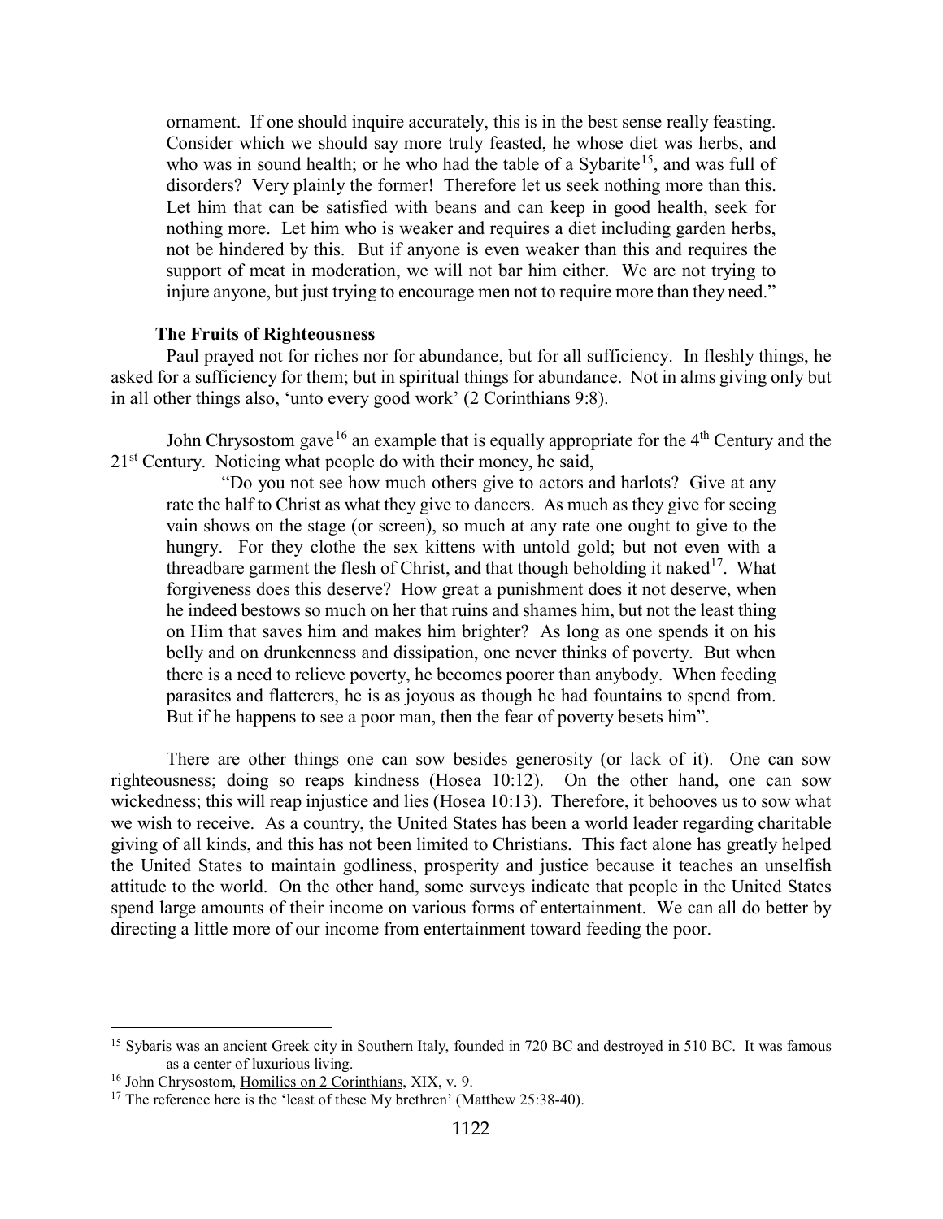ornament. If one should inquire accurately, this is in the best sense really feasting. Consider which we should say more truly feasted, he whose diet was herbs, and who was in sound health; or he who had the table of a Sybarite[15], and was full of disorders? Very plainly the former! Therefore let us seek nothing more than this. Let him that can be satisfied with beans and can keep in good health, seek for nothing more. Let him who is weaker and requires a diet including garden herbs, not be hindered by this. But if anyone is even weaker than this and requires the support of meat in moderation, we will not bar him either. We are not trying to injure anyone, but just trying to encourage men not to require more than they need."

### The Fruits of Righteousness

Paul prayed not for riches nor for abundance, but for all sufficiency. In fleshly things, he asked for a sufficiency for them; but in spiritual things for abundance. Not in alms giving only but in all other things also, 'unto every good work' (2 Corinthians 9:8).

John Chrysostom gave[16] an example that is equally appropriate for the 4th Century and the 21st Century. Noticing what people do with their money, he said,

> "Do you not see how much others give to actors and harlots? Give at any rate the half to Christ as what they give to dancers. As much as they give for seeing vain shows on the stage (or screen), so much at any rate one ought to give to the hungry. For they clothe the sex kittens with untold gold; but not even with a threadbare garment the flesh of Christ, and that though beholding it naked[17]. What forgiveness does this deserve? How great a punishment does it not deserve, when he indeed bestows so much on her that ruins and shames him, but not the least thing on Him that saves him and makes him brighter? As long as one spends it on his belly and on drunkenness and dissipation, one never thinks of poverty. But when there is a need to relieve poverty, he becomes poorer than anybody. When feeding parasites and flatterers, he is as joyous as though he had fountains to spend from. But if he happens to see a poor man, then the fear of poverty besets him".

There are other things one can sow besides generosity (or lack of it). One can sow righteousness; doing so reaps kindness (Hosea 10:12). On the other hand, one can sow wickedness; this will reap injustice and lies (Hosea 10:13). Therefore, it behooves us to sow what we wish to receive. As a country, the United States has been a world leader regarding charitable giving of all kinds, and this has not been limited to Christians. This fact alone has greatly helped the United States to maintain godliness, prosperity and justice because it teaches an unselfish attitude to the world. On the other hand, some surveys indicate that people in the United States spend large amounts of their income on various forms of entertainment. We can all do better by directing a little more of our income from entertainment toward feeding the poor.

---

[15] Sybaris was an ancient Greek city in Southern Italy, founded in 720 BC and destroyed in 510 BC. It was famous as a center of luxurious living.

[16] John Chrysostom, Homilies on 2 Corinthians, XIX, v. 9.

[17] The reference here is the 'least of these My brethren' (Matthew 25:38-40).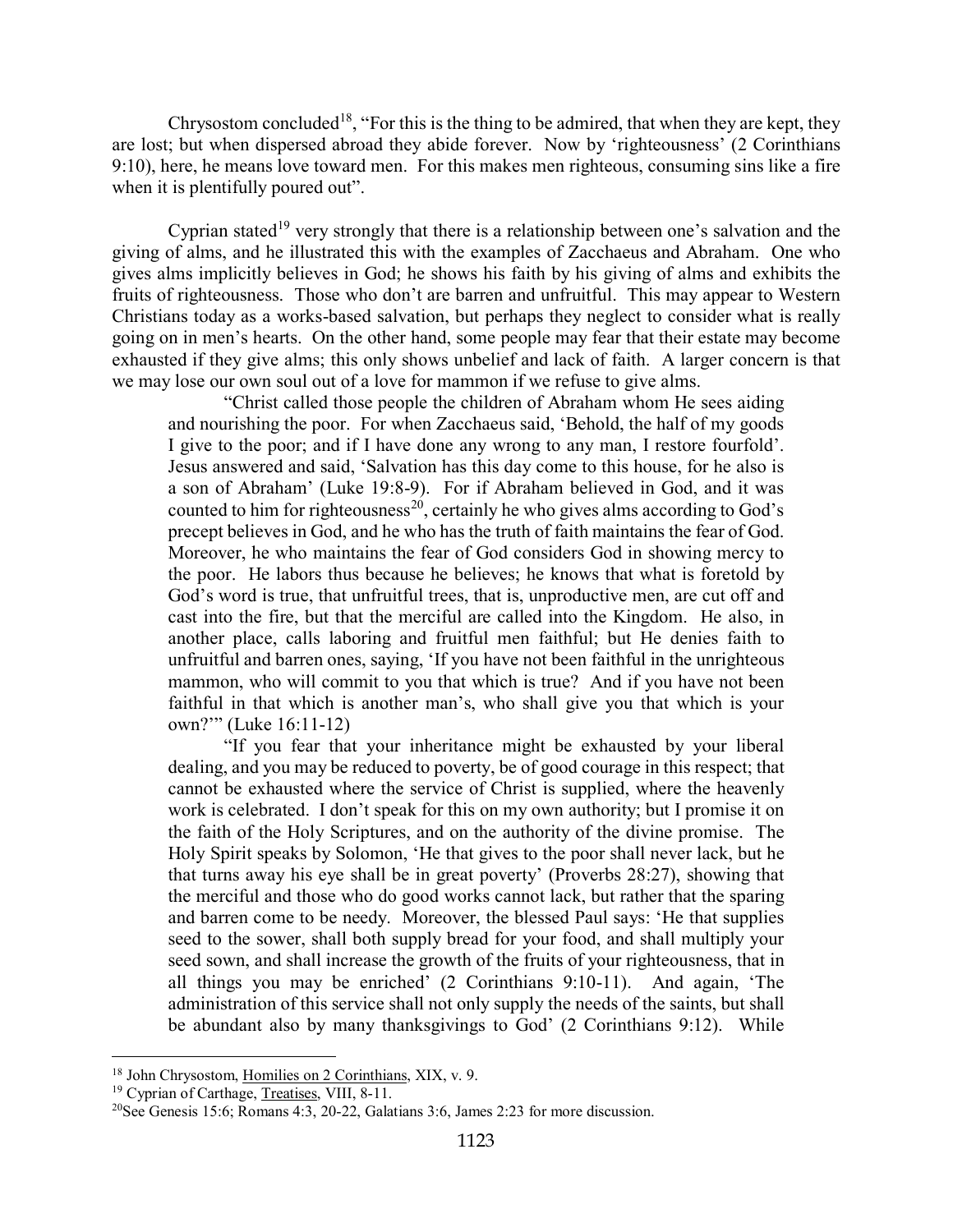Chrysostom concluded[18], "For this is the thing to be admired, that when they are kept, they are lost; but when dispersed abroad they abide forever. Now by 'righteousness' (2 Corinthians 9:10), here, he means love toward men. For this makes men righteous, consuming sins like a fire when it is plentifully poured out".

Cyprian stated[19] very strongly that there is a relationship between one's salvation and the giving of alms, and he illustrated this with the examples of Zacchaeus and Abraham. One who gives alms implicitly believes in God; he shows his faith by his giving of alms and exhibits the fruits of righteousness. Those who don't are barren and unfruitful. This may appear to Western Christians today as a works-based salvation, but perhaps they neglect to consider what is really going on in men's hearts. On the other hand, some people may fear that their estate may become exhausted if they give alms; this only shows unbelief and lack of faith. A larger concern is that we may lose our own soul out of a love for mammon if we refuse to give alms.

> "Christ called those people the children of Abraham whom He sees aiding and nourishing the poor. For when Zacchaeus said, 'Behold, the half of my goods I give to the poor; and if I have done any wrong to any man, I restore fourfold'. Jesus answered and said, 'Salvation has this day come to this house, for he also is a son of Abraham' (Luke 19:8-9). For if Abraham believed in God, and it was counted to him for righteousness[20], certainly he who gives alms according to God's precept believes in God, and he who has the truth of faith maintains the fear of God. Moreover, he who maintains the fear of God considers God in showing mercy to the poor. He labors thus because he believes; he knows that what is foretold by God's word is true, that unfruitful trees, that is, unproductive men, are cut off and cast into the fire, but that the merciful are called into the Kingdom. He also, in another place, calls laboring and fruitful men faithful; but He denies faith to unfruitful and barren ones, saying, 'If you have not been faithful in the unrighteous mammon, who will commit to you that which is true? And if you have not been faithful in that which is another man's, who shall give you that which is your own?'" (Luke 16:11-12)
>
> "If you fear that your inheritance might be exhausted by your liberal dealing, and you may be reduced to poverty, be of good courage in this respect; that cannot be exhausted where the service of Christ is supplied, where the heavenly work is celebrated. I don't speak for this on my own authority; but I promise it on the faith of the Holy Scriptures, and on the authority of the divine promise. The Holy Spirit speaks by Solomon, 'He that gives to the poor shall never lack, but he that turns away his eye shall be in great poverty' (Proverbs 28:27), showing that the merciful and those who do good works cannot lack, but rather that the sparing and barren come to be needy. Moreover, the blessed Paul says: 'He that supplies seed to the sower, shall both supply bread for your food, and shall multiply your seed sown, and shall increase the growth of the fruits of your righteousness, that in all things you may be enriched' (2 Corinthians 9:10-11). And again, 'The administration of this service shall not only supply the needs of the saints, but shall be abundant also by many thanksgivings to God' (2 Corinthians 9:12). While

---

[18] John Chrysostom, Homilies on 2 Corinthians, XIX, v. 9.

[19] Cyprian of Carthage, Treatises, VIII, 8-11.

[20] See Genesis 15:6; Romans 4:3, 20-22, Galatians 3:6, James 2:23 for more discussion.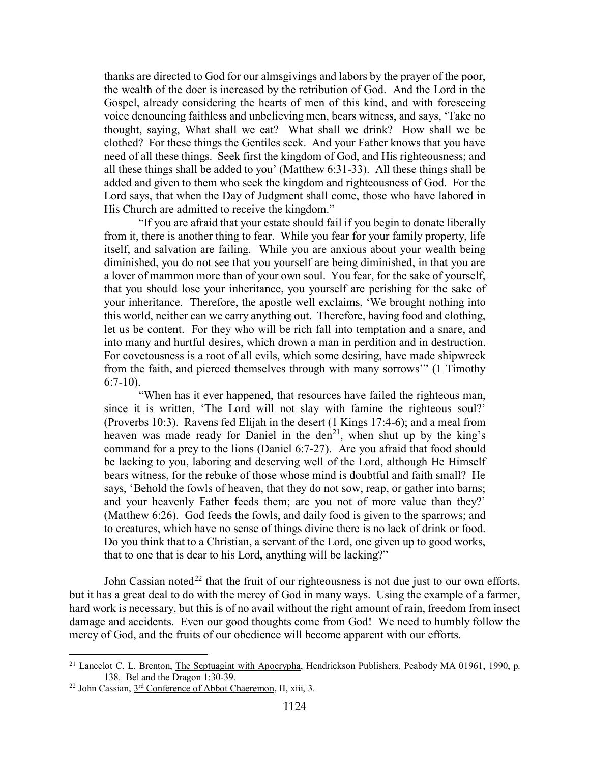thanks are directed to God for our almsgivings and labors by the prayer of the poor, the wealth of the doer is increased by the retribution of God. And the Lord in the Gospel, already considering the hearts of men of this kind, and with foreseeing voice denouncing faithless and unbelieving men, bears witness, and says, 'Take no thought, saying, What shall we eat? What shall we drink? How shall we be clothed? For these things the Gentiles seek. And your Father knows that you have need of all these things. Seek first the kingdom of God, and His righteousness; and all these things shall be added to you' (Matthew 6:31-33). All these things shall be added and given to them who seek the kingdom and righteousness of God. For the Lord says, that when the Day of Judgment shall come, those who have labored in His Church are admitted to receive the kingdom."

"If you are afraid that your estate should fail if you begin to donate liberally from it, there is another thing to fear. While you fear for your family property, life itself, and salvation are failing. While you are anxious about your wealth being diminished, you do not see that you yourself are being diminished, in that you are a lover of mammon more than of your own soul. You fear, for the sake of yourself, that you should lose your inheritance, you yourself are perishing for the sake of your inheritance. Therefore, the apostle well exclaims, 'We brought nothing into this world, neither can we carry anything out. Therefore, having food and clothing, let us be content. For they who will be rich fall into temptation and a snare, and into many and hurtful desires, which drown a man in perdition and in destruction. For covetousness is a root of all evils, which some desiring, have made shipwreck from the faith, and pierced themselves through with many sorrows'" (1 Timothy 6:7-10).

"When has it ever happened, that resources have failed the righteous man, since it is written, 'The Lord will not slay with famine the righteous soul?' (Proverbs 10:3). Ravens fed Elijah in the desert (1 Kings 17:4-6); and a meal from heaven was made ready for Daniel in the den[21], when shut up by the king's command for a prey to the lions (Daniel 6:7-27). Are you afraid that food should be lacking to you, laboring and deserving well of the Lord, although He Himself bears witness, for the rebuke of those whose mind is doubtful and faith small? He says, 'Behold the fowls of heaven, that they do not sow, reap, or gather into barns; and your heavenly Father feeds them; are you not of more value than they?' (Matthew 6:26). God feeds the fowls, and daily food is given to the sparrows; and to creatures, which have no sense of things divine there is no lack of drink or food. Do you think that to a Christian, a servant of the Lord, one given up to good works, that to one that is dear to his Lord, anything will be lacking?"

John Cassian noted[22] that the fruit of our righteousness is not due just to our own efforts, but it has a great deal to do with the mercy of God in many ways. Using the example of a farmer, hard work is necessary, but this is of no avail without the right amount of rain, freedom from insect damage and accidents. Even our good thoughts come from God! We need to humbly follow the mercy of God, and the fruits of our obedience will become apparent with our efforts.

---

[21] Lancelot C. L. Brenton, The Septuagint with Apocrypha, Hendrickson Publishers, Peabody MA 01961, 1990, p. 138. Bel and the Dragon 1:30-39.

[22] John Cassian, 3rd Conference of Abbot Chaeremon, II, xiii, 3.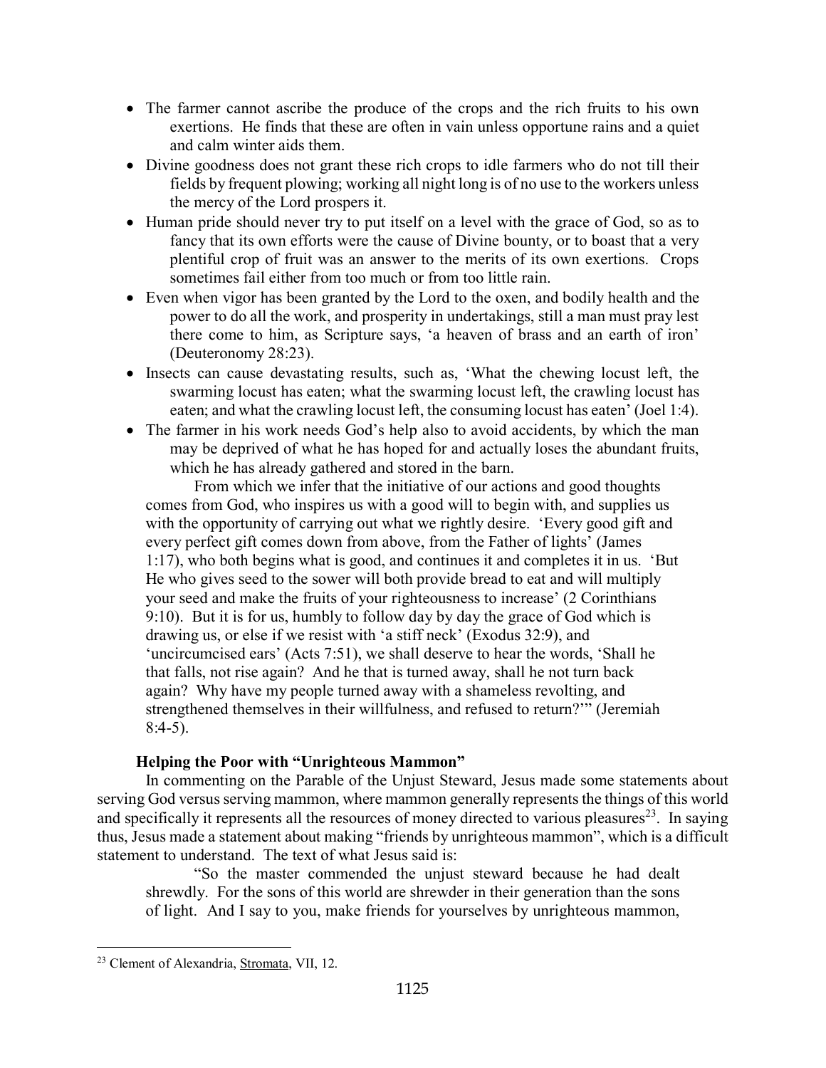- The farmer cannot ascribe the produce of the crops and the rich fruits to his own exertions. He finds that these are often in vain unless opportune rains and a quiet and calm winter aids them.
- Divine goodness does not grant these rich crops to idle farmers who do not till their fields by frequent plowing; working all night long is of no use to the workers unless the mercy of the Lord prospers it.
- Human pride should never try to put itself on a level with the grace of God, so as to fancy that its own efforts were the cause of Divine bounty, or to boast that a very plentiful crop of fruit was an answer to the merits of its own exertions. Crops sometimes fail either from too much or from too little rain.
- Even when vigor has been granted by the Lord to the oxen, and bodily health and the power to do all the work, and prosperity in undertakings, still a man must pray lest there come to him, as Scripture says, 'a heaven of brass and an earth of iron' (Deuteronomy 28:23).
- Insects can cause devastating results, such as, 'What the chewing locust left, the swarming locust has eaten; what the swarming locust left, the crawling locust has eaten; and what the crawling locust left, the consuming locust has eaten' (Joel 1:4).
- The farmer in his work needs God's help also to avoid accidents, by which the man may be deprived of what he has hoped for and actually loses the abundant fruits, which he has already gathered and stored in the barn.

> From which we infer that the initiative of our actions and good thoughts comes from God, who inspires us with a good will to begin with, and supplies us with the opportunity of carrying out what we rightly desire. 'Every good gift and every perfect gift comes down from above, from the Father of lights' (James 1:17), who both begins what is good, and continues it and completes it in us. 'But He who gives seed to the sower will both provide bread to eat and will multiply your seed and make the fruits of your righteousness to increase' (2 Corinthians 9:10). But it is for us, humbly to follow day by day the grace of God which is drawing us, or else if we resist with 'a stiff neck' (Exodus 32:9), and 'uncircumcised ears' (Acts 7:51), we shall deserve to hear the words, 'Shall he that falls, not rise again? And he that is turned away, shall he not turn back again? Why have my people turned away with a shameless revolting, and strengthened themselves in their willfulness, and refused to return?'" (Jeremiah 8:4-5).

### Helping the Poor with "Unrighteous Mammon"

In commenting on the Parable of the Unjust Steward, Jesus made some statements about serving God versus serving mammon, where mammon generally represents the things of this world and specifically it represents all the resources of money directed to various pleasures[23]. In saying thus, Jesus made a statement about making "friends by unrighteous mammon", which is a difficult statement to understand. The text of what Jesus said is:

> "So the master commended the unjust steward because he had dealt shrewdly. For the sons of this world are shrewder in their generation than the sons of light. And I say to you, make friends for yourselves by unrighteous mammon,

---

[23] Clement of Alexandria, Stromata, VII, 12.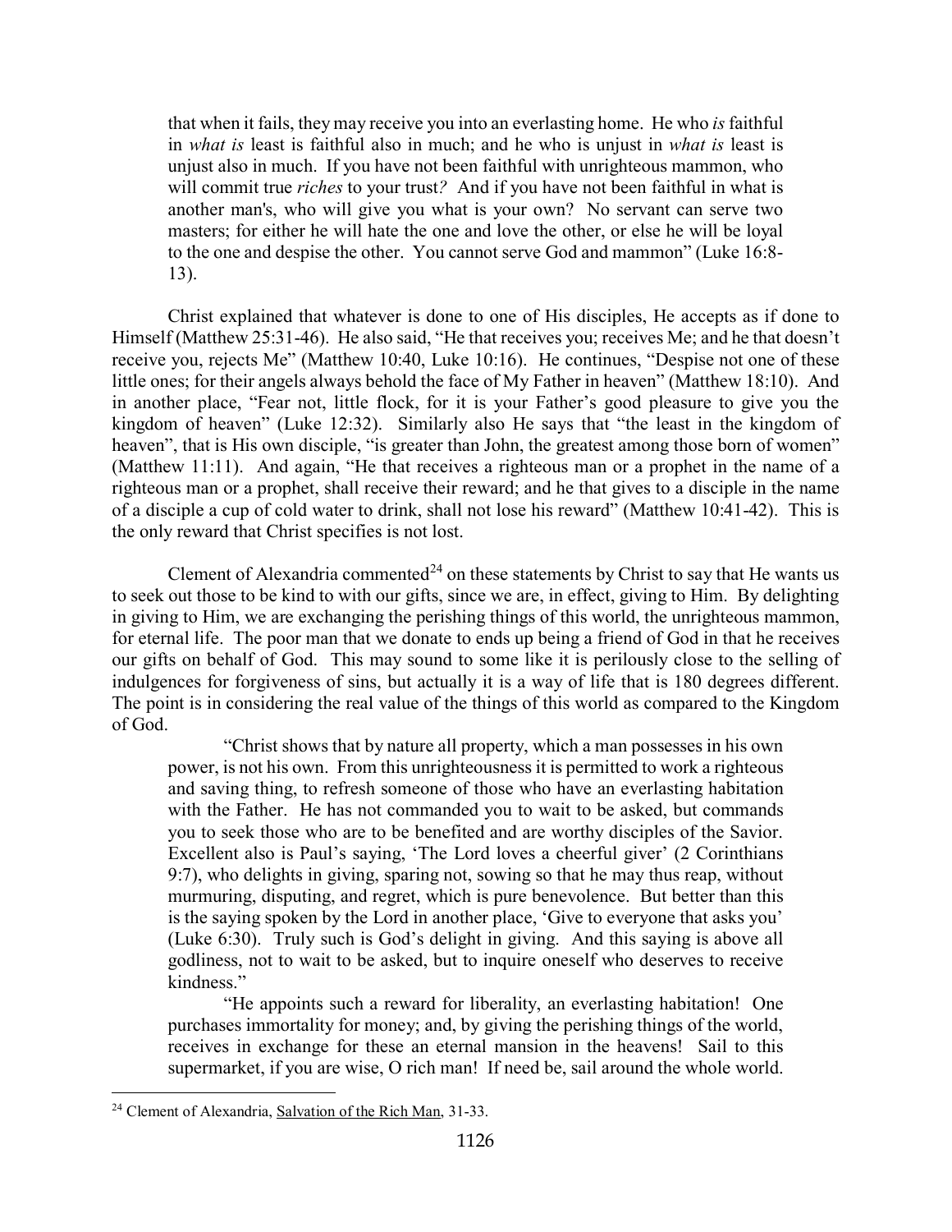that when it fails, they may receive you into an everlasting home. He who *is* faithful in *what is* least is faithful also in much; and he who is unjust in *what is* least is unjust also in much. If you have not been faithful with unrighteous mammon, who will commit true *riches* to your trust*?* And if you have not been faithful in what is another man's, who will give you what is your own? No servant can serve two masters; for either he will hate the one and love the other, or else he will be loyal to the one and despise the other. You cannot serve God and mammon" (Luke 16:8-13).

Christ explained that whatever is done to one of His disciples, He accepts as if done to Himself (Matthew 25:31-46). He also said, "He that receives you; receives Me; and he that doesn't receive you, rejects Me" (Matthew 10:40, Luke 10:16). He continues, "Despise not one of these little ones; for their angels always behold the face of My Father in heaven" (Matthew 18:10). And in another place, "Fear not, little flock, for it is your Father's good pleasure to give you the kingdom of heaven" (Luke 12:32). Similarly also He says that "the least in the kingdom of heaven", that is His own disciple, "is greater than John, the greatest among those born of women" (Matthew 11:11). And again, "He that receives a righteous man or a prophet in the name of a righteous man or a prophet, shall receive their reward; and he that gives to a disciple in the name of a disciple a cup of cold water to drink, shall not lose his reward" (Matthew 10:41-42). This is the only reward that Christ specifies is not lost.

Clement of Alexandria commented[24] on these statements by Christ to say that He wants us to seek out those to be kind to with our gifts, since we are, in effect, giving to Him. By delighting in giving to Him, we are exchanging the perishing things of this world, the unrighteous mammon, for eternal life. The poor man that we donate to ends up being a friend of God in that he receives our gifts on behalf of God. This may sound to some like it is perilously close to the selling of indulgences for forgiveness of sins, but actually it is a way of life that is 180 degrees different. The point is in considering the real value of the things of this world as compared to the Kingdom of God.

"Christ shows that by nature all property, which a man possesses in his own power, is not his own. From this unrighteousness it is permitted to work a righteous and saving thing, to refresh someone of those who have an everlasting habitation with the Father. He has not commanded you to wait to be asked, but commands you to seek those who are to be benefited and are worthy disciples of the Savior. Excellent also is Paul's saying, 'The Lord loves a cheerful giver' (2 Corinthians 9:7), who delights in giving, sparing not, sowing so that he may thus reap, without murmuring, disputing, and regret, which is pure benevolence. But better than this is the saying spoken by the Lord in another place, 'Give to everyone that asks you' (Luke 6:30). Truly such is God's delight in giving. And this saying is above all godliness, not to wait to be asked, but to inquire oneself who deserves to receive kindness."

"He appoints such a reward for liberality, an everlasting habitation! One purchases immortality for money; and, by giving the perishing things of the world, receives in exchange for these an eternal mansion in the heavens! Sail to this supermarket, if you are wise, O rich man! If need be, sail around the whole world.

[24] Clement of Alexandria, Salvation of the Rich Man, 31-33.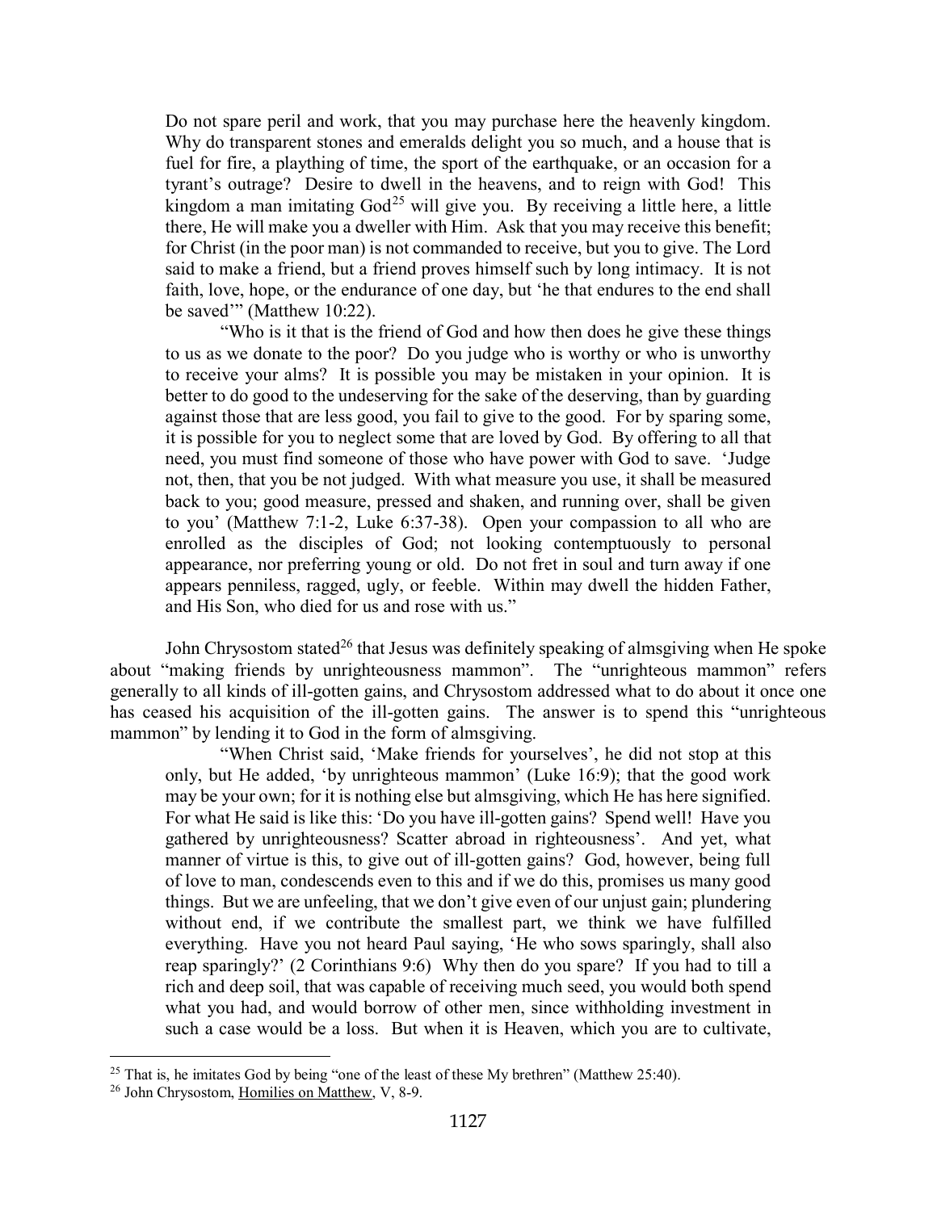Do not spare peril and work, that you may purchase here the heavenly kingdom. Why do transparent stones and emeralds delight you so much, and a house that is fuel for fire, a plaything of time, the sport of the earthquake, or an occasion for a tyrant's outrage? Desire to dwell in the heavens, and to reign with God! This kingdom a man imitating God[25] will give you. By receiving a little here, a little there, He will make you a dweller with Him. Ask that you may receive this benefit; for Christ (in the poor man) is not commanded to receive, but you to give. The Lord said to make a friend, but a friend proves himself such by long intimacy. It is not faith, love, hope, or the endurance of one day, but 'he that endures to the end shall be saved'" (Matthew 10:22).

"Who is it that is the friend of God and how then does he give these things to us as we donate to the poor? Do you judge who is worthy or who is unworthy to receive your alms? It is possible you may be mistaken in your opinion. It is better to do good to the undeserving for the sake of the deserving, than by guarding against those that are less good, you fail to give to the good. For by sparing some, it is possible for you to neglect some that are loved by God. By offering to all that need, you must find someone of those who have power with God to save. 'Judge not, then, that you be not judged. With what measure you use, it shall be measured back to you; good measure, pressed and shaken, and running over, shall be given to you' (Matthew 7:1-2, Luke 6:37-38). Open your compassion to all who are enrolled as the disciples of God; not looking contemptuously to personal appearance, nor preferring young or old. Do not fret in soul and turn away if one appears penniless, ragged, ugly, or feeble. Within may dwell the hidden Father, and His Son, who died for us and rose with us."

John Chrysostom stated[26] that Jesus was definitely speaking of almsgiving when He spoke about "making friends by unrighteousness mammon". The "unrighteous mammon" refers generally to all kinds of ill-gotten gains, and Chrysostom addressed what to do about it once one has ceased his acquisition of the ill-gotten gains. The answer is to spend this "unrighteous mammon" by lending it to God in the form of almsgiving.

"When Christ said, 'Make friends for yourselves', he did not stop at this only, but He added, 'by unrighteous mammon' (Luke 16:9); that the good work may be your own; for it is nothing else but almsgiving, which He has here signified. For what He said is like this: 'Do you have ill-gotten gains? Spend well! Have you gathered by unrighteousness? Scatter abroad in righteousness'. And yet, what manner of virtue is this, to give out of ill-gotten gains? God, however, being full of love to man, condescends even to this and if we do this, promises us many good things. But we are unfeeling, that we don't give even of our unjust gain; plundering without end, if we contribute the smallest part, we think we have fulfilled everything. Have you not heard Paul saying, 'He who sows sparingly, shall also reap sparingly?' (2 Corinthians 9:6) Why then do you spare? If you had to till a rich and deep soil, that was capable of receiving much seed, you would both spend what you had, and would borrow of other men, since withholding investment in such a case would be a loss. But when it is Heaven, which you are to cultivate,

---

[25] That is, he imitates God by being "one of the least of these My brethren" (Matthew 25:40).

[26] John Chrysostom, Homilies on Matthew, V, 8-9.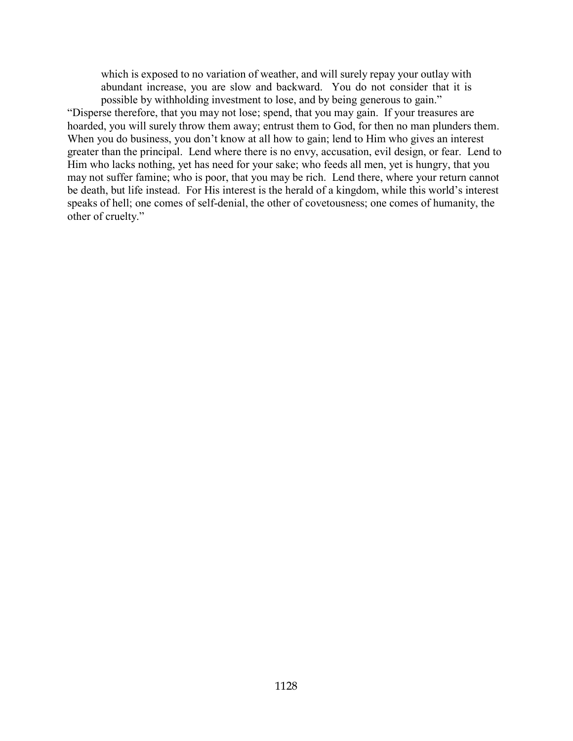> which is exposed to no variation of weather, and will surely repay your outlay with abundant increase, you are slow and backward. You do not consider that it is possible by withholding investment to lose, and by being generous to gain."

"Disperse therefore, that you may not lose; spend, that you may gain. If your treasures are hoarded, you will surely throw them away; entrust them to God, for then no man plunders them. When you do business, you don't know at all how to gain; lend to Him who gives an interest greater than the principal. Lend where there is no envy, accusation, evil design, or fear. Lend to Him who lacks nothing, yet has need for your sake; who feeds all men, yet is hungry, that you may not suffer famine; who is poor, that you may be rich. Lend there, where your return cannot be death, but life instead. For His interest is the herald of a kingdom, while this world's interest speaks of hell; one comes of self-denial, the other of covetousness; one comes of humanity, the other of cruelty."